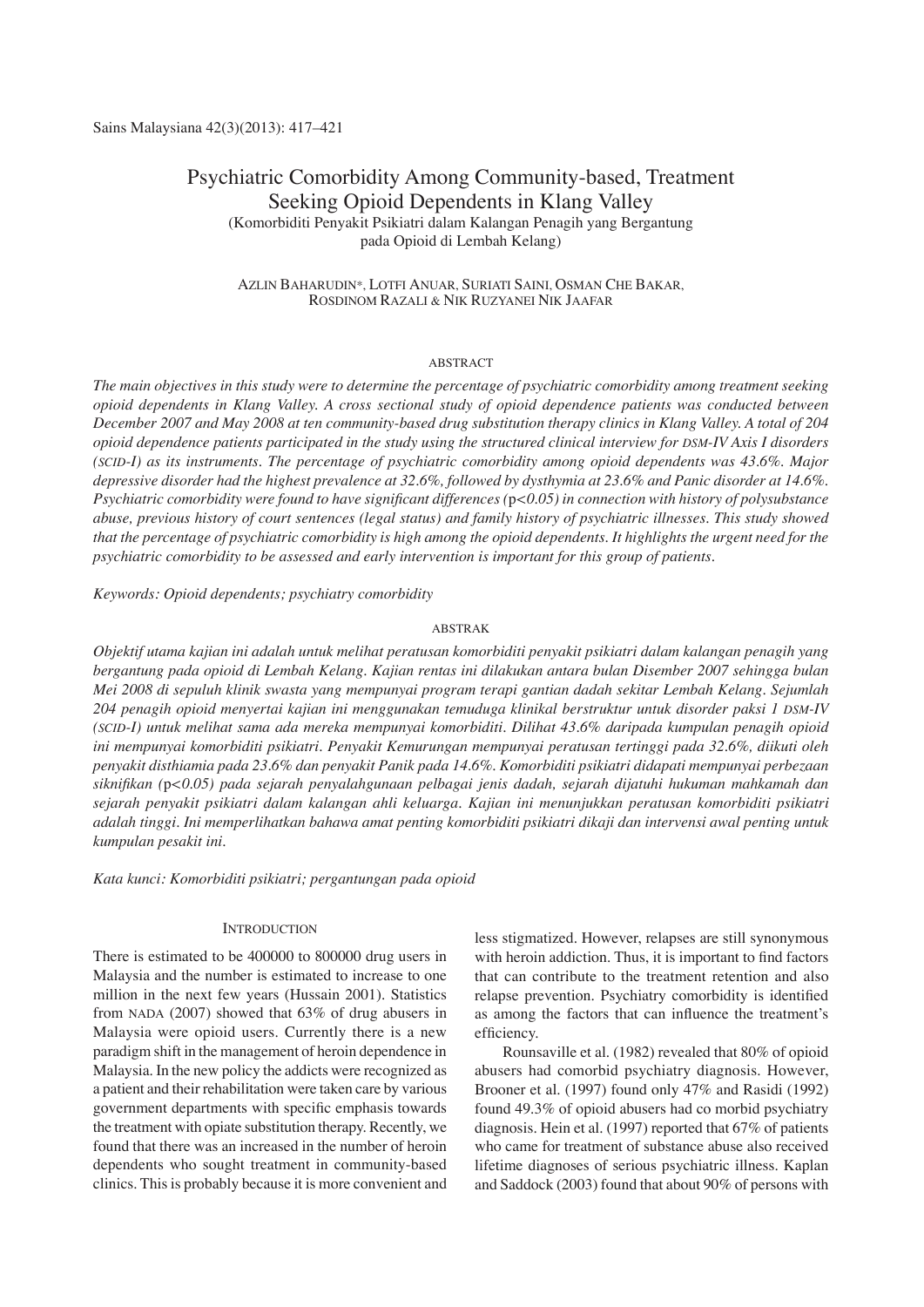# Psychiatric Comorbidity Among Community-based, Treatment Seeking Opioid Dependents in Klang Valley

(Komorbiditi Penyakit Psikiatri dalam Kalangan Penagih yang Bergantung pada Opioid di Lembah Kelang)

Azlin Baharudin*, Lotfi Anuar, Suriati Saini, Osman Che Bakar, Rosdinom Razali & Nik Ruzyanei Nik Jaafar

## ABSTRACT

*The main objectives in this study were to determine the percentage of psychiatric comorbidity among treatment seeking opioid dependents in Klang Valley. A cross sectional study of opioid dependence patients was conducted between December 2007 and May 2008 at ten community-based drug substitution therapy clinics in Klang Valley. A total of 204 opioid dependence patients participated in the study using the structured clinical interview for DSM-IV Axis I disorders (SCID-I) as its instruments. The percentage of psychiatric comorbidity among opioid dependents was 43.6%. Major depressive disorder had the highest prevalence at 32.6%, followed by dysthymia at 23.6% and Panic disorder at 14.6%. Psychiatric comorbidity were found to have significant differences (*$p<0.05$*) in connection with history of polysubstance abuse, previous history of court sentences (legal status) and family history of psychiatric illnesses. This study showed that the percentage of psychiatric comorbidity is high among the opioid dependents. It highlights the urgent need for the psychiatric comorbidity to be assessed and early intervention is important for this group of patients.*

*Keywords: Opioid dependents; psychiatry comorbidity*

## ABSTRAK

*Objektif utama kajian ini adalah untuk melihat peratusan komorbiditi penyakit psikiatri dalam kalangan penagih yang bergantung pada opioid di Lembah Kelang. Kajian rentas ini dilakukan antara bulan Disember 2007 sehingga bulan Mei 2008 di sepuluh klinik swasta yang mempunyai program terapi gantian dadah sekitar Lembah Kelang. Sejumlah 204 penagih opioid menyertai kajian ini menggunakan temuduga klinikal berstruktur untuk disorder paksi 1 DSM-IV (SCID-I) untuk melihat sama ada mereka mempunyai komorbiditi. Dilihat 43.6% daripada kumpulan penagih opioid ini mempunyai komorbiditi psikiatri. Penyakit Kemurungan mempunyai peratusan tertinggi pada 32.6%, diikuti oleh penyakit disthiamia pada 23.6% dan penyakit Panik pada 14.6%. Komorbiditi psikiatri didapati mempunyai perbezaan siknifikan (*$p<0.05$*) pada sejarah penyalahgunaan pelbagai jenis dadah, sejarah dijatuhi hukuman mahkamah dan sejarah penyakit psikiatri dalam kalangan ahli keluarga. Kajian ini menunjukkan peratusan komorbiditi psikiatri adalah tinggi. Ini memperlihatkan bahawa amat penting komorbiditi psikiatri dikaji dan intervensi awal penting untuk kumpulan pesakit ini.*

*Kata kunci: Komorbiditi psikiatri; pergantungan pada opioid*

## INTRODUCTION

There is estimated to be 400000 to 800000 drug users in Malaysia and the number is estimated to increase to one million in the next few years (Hussain 2001). Statistics from NADA (2007) showed that 63% of drug abusers in Malaysia were opioid users. Currently there is a new paradigm shift in the management of heroin dependence in Malaysia. In the new policy the addicts were recognized as a patient and their rehabilitation were taken care by various government departments with specific emphasis towards the treatment with opiate substitution therapy. Recently, we found that there was an increased in the number of heroin dependents who sought treatment in community-based clinics. This is probably because it is more convenient and less stigmatized. However, relapses are still synonymous with heroin addiction. Thus, it is important to find factors that can contribute to the treatment retention and also relapse prevention. Psychiatry comorbidity is identified as among the factors that can influence the treatment's efficiency.

Rounsaville et al. (1982) revealed that 80% of opioid abusers had comorbid psychiatry diagnosis. However, Brooner et al. (1997) found only 47% and Rasidi (1992) found 49.3% of opioid abusers had co morbid psychiatry diagnosis. Hein et al. (1997) reported that 67% of patients who came for treatment of substance abuse also received lifetime diagnoses of serious psychiatric illness. Kaplan and Saddock (2003) found that about 90% of persons with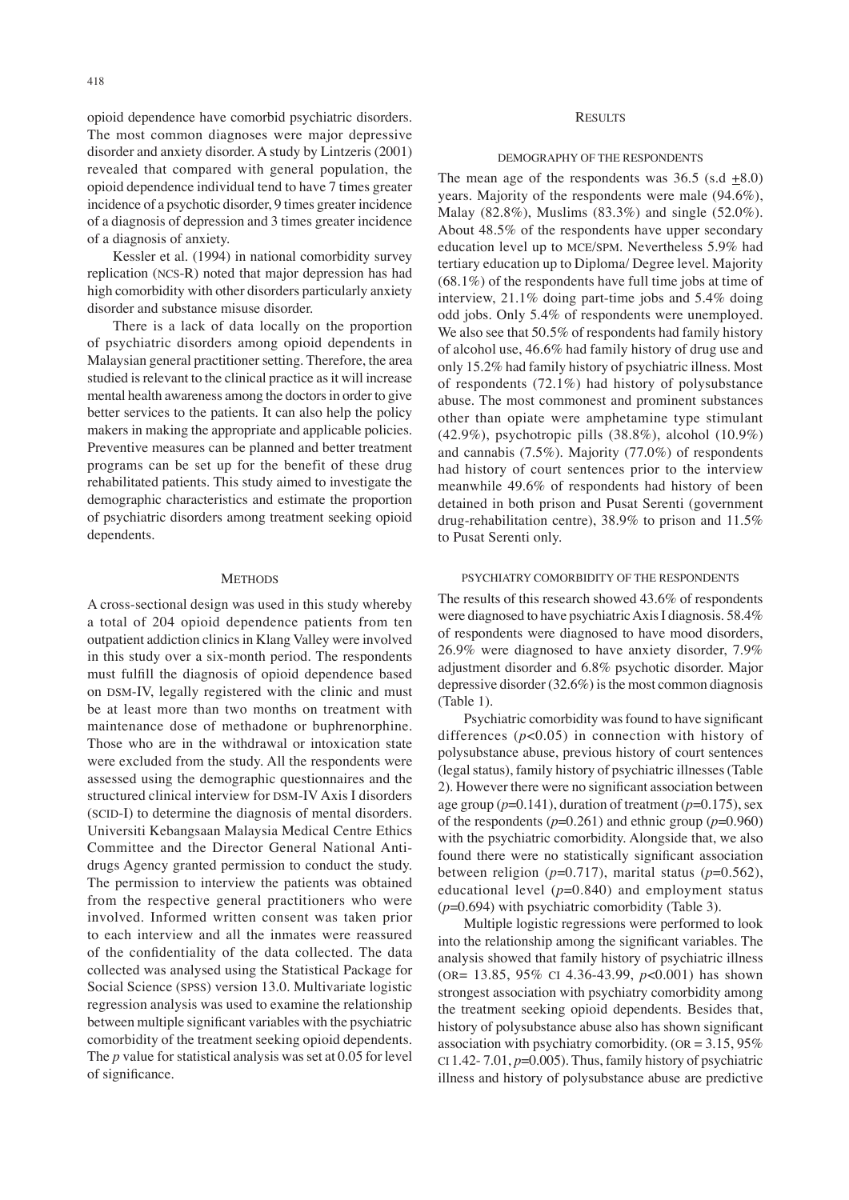opioid dependence have comorbid psychiatric disorders. The most common diagnoses were major depressive disorder and anxiety disorder. A study by Lintzeris (2001) revealed that compared with general population, the opioid dependence individual tend to have 7 times greater incidence of a psychotic disorder, 9 times greater incidence of a diagnosis of depression and 3 times greater incidence of a diagnosis of anxiety.

Kessler et al. (1994) in national comorbidity survey replication (NCS-R) noted that major depression has had high comorbidity with other disorders particularly anxiety disorder and substance misuse disorder.

There is a lack of data locally on the proportion of psychiatric disorders among opioid dependents in Malaysian general practitioner setting. Therefore, the area studied is relevant to the clinical practice as it will increase mental health awareness among the doctors in order to give better services to the patients. It can also help the policy makers in making the appropriate and applicable policies. Preventive measures can be planned and better treatment programs can be set up for the benefit of these drug rehabilitated patients. This study aimed to investigate the demographic characteristics and estimate the proportion of psychiatric disorders among treatment seeking opioid dependents.

## METHODS

A cross-sectional design was used in this study whereby a total of 204 opioid dependence patients from ten outpatient addiction clinics in Klang Valley were involved in this study over a six-month period. The respondents must fulfill the diagnosis of opioid dependence based on DSM-IV, legally registered with the clinic and must be at least more than two months on treatment with maintenance dose of methadone or buphrenorphine. Those who are in the withdrawal or intoxication state were excluded from the study. All the respondents were assessed using the demographic questionnaires and the structured clinical interview for DSM-IV Axis I disorders (SCID-I) to determine the diagnosis of mental disorders. Universiti Kebangsaan Malaysia Medical Centre Ethics Committee and the Director General National Anti-drugs Agency granted permission to conduct the study. The permission to interview the patients was obtained from the respective general practitioners who were involved. Informed written consent was taken prior to each interview and all the inmates were reassured of the confidentiality of the data collected. The data collected was analysed using the Statistical Package for Social Science (SPSS) version 13.0. Multivariate logistic regression analysis was used to examine the relationship between multiple significant variables with the psychiatric comorbidity of the treatment seeking opioid dependents. The $p$ value for statistical analysis was set at 0.05 for level of significance.

## RESULTS

### DEMOGRAPHY OF THE RESPONDENTS

The mean age of the respondents was 36.5 (s.d $\pm$8.0) years. Majority of the respondents were male (94.6%), Malay (82.8%), Muslims (83.3%) and single (52.0%). About 48.5% of the respondents have upper secondary education level up to MCE/SPM. Nevertheless 5.9% had tertiary education up to Diploma/ Degree level. Majority (68.1%) of the respondents have full time jobs at time of interview, 21.1% doing part-time jobs and 5.4% doing odd jobs. Only 5.4% of respondents were unemployed. We also see that 50.5% of respondents had family history of alcohol use, 46.6% had family history of drug use and only 15.2% had family history of psychiatric illness. Most of respondents (72.1%) had history of polysubstance abuse. The most commonest and prominent substances other than opiate were amphetamine type stimulant (42.9%), psychotropic pills (38.8%), alcohol (10.9%) and cannabis (7.5%). Majority (77.0%) of respondents had history of court sentences prior to the interview meanwhile 49.6% of respondents had history of been detained in both prison and Pusat Serenti (government drug-rehabilitation centre), 38.9% to prison and 11.5% to Pusat Serenti only.

### PSYCHIATRY COMORBIDITY OF THE RESPONDENTS

The results of this research showed 43.6% of respondents were diagnosed to have psychiatric Axis I diagnosis. 58.4% of respondents were diagnosed to have mood disorders, 26.9% were diagnosed to have anxiety disorder, 7.9% adjustment disorder and 6.8% psychotic disorder. Major depressive disorder (32.6%) is the most common diagnosis (Table 1).

Psychiatric comorbidity was found to have significant differences ($p$<0.05) in connection with history of polysubstance abuse, previous history of court sentences (legal status), family history of psychiatric illnesses (Table 2). However there were no significant association between age group ($p$=0.141), duration of treatment ($p$=0.175), sex of the respondents ($p$=0.261) and ethnic group ($p$=0.960) with the psychiatric comorbidity. Alongside that, we also found there were no statistically significant association between religion ($p$=0.717), marital status ($p$=0.562), educational level ($p$=0.840) and employment status ($p$=0.694) with psychiatric comorbidity (Table 3).

Multiple logistic regressions were performed to look into the relationship among the significant variables. The analysis showed that family history of psychiatric illness (OR= 13.85, 95% CI 4.36-43.99, $p$<0.001) has shown strongest association with psychiatry comorbidity among the treatment seeking opioid dependents. Besides that, history of polysubstance abuse also has shown significant association with psychiatry comorbidity. (OR = 3.15, 95% CI 1.42- 7.01, $p$=0.005). Thus, family history of psychiatric illness and history of polysubstance abuse are predictive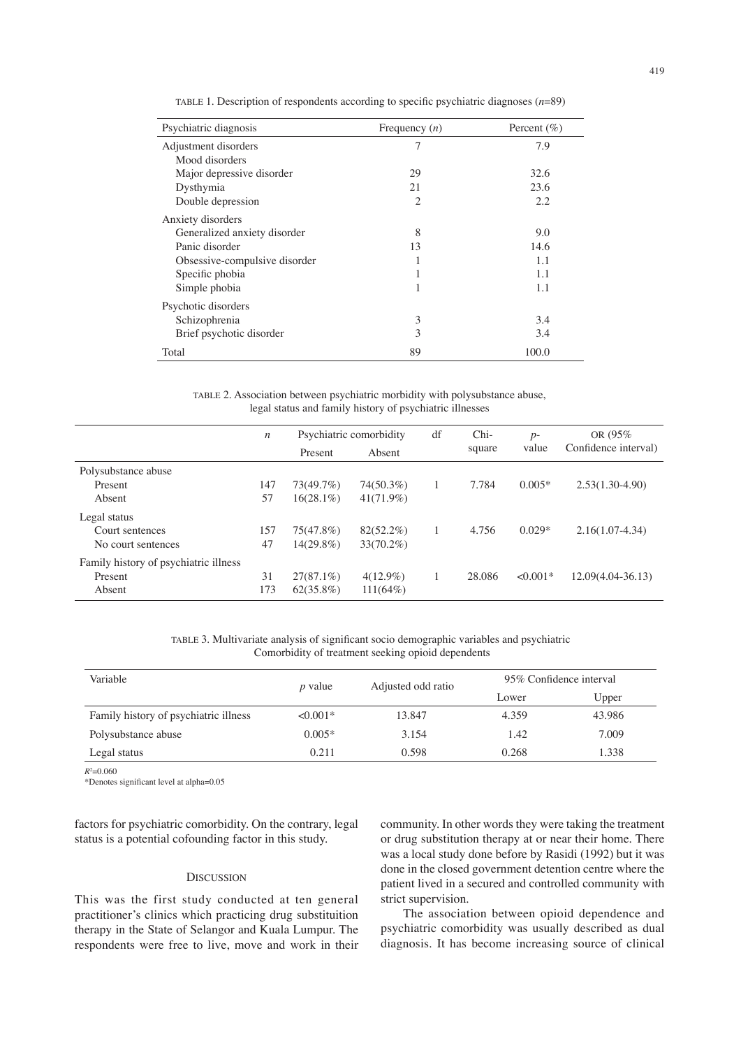TABLE 1. Description of respondents according to specific psychiatric diagnoses ($n$=89)

| Psychiatric diagnosis | Frequency ($n$) | Percent (%) |
|---|---|---|
| Adjustment disorders | 7 | 7.9 |
| Mood disorders | | |
| Major depressive disorder | 29 | 32.6 |
| Dysthymia | 21 | 23.6 |
| Double depression | 2 | 2.2 |
| Anxiety disorders | | |
| Generalized anxiety disorder | 8 | 9.0 |
| Panic disorder | 13 | 14.6 |
| Obsessive-compulsive disorder | 1 | 1.1 |
| Specific phobia | 1 | 1.1 |
| Simple phobia | 1 | 1.1 |
| Psychotic disorders | | |
| Schizophrenia | 3 | 3.4 |
| Brief psychotic disorder | 3 | 3.4 |
| Total | 89 | 100.0 |

TABLE 2. Association between psychiatric morbidity with polysubstance abuse, legal status and family history of psychiatric illnesses

| | $n$ | Psychiatric comorbidity | | df | Chi-square | $p$-value | OR (95% Confidence interval) |
|---|---|---|---|---|---|---|---|
| | | Present | Absent | | | | |
| Polysubstance abuse | | | | | | | |
| Present | 147 | 73(49.7%) | 74(50.3%) | 1 | 7.784 | 0.005* | 2.53(1.30-4.90) |
| Absent | 57 | 16(28.1%) | 41(71.9%) | | | | |
| Legal status | | | | | | | |
| Court sentences | 157 | 75(47.8%) | 82(52.2%) | 1 | 4.756 | 0.029* | 2.16(1.07-4.34) |
| No court sentences | 47 | 14(29.8%) | 33(70.2%) | | | | |
| Family history of psychiatric illness | | | | | | | |
| Present | 31 | 27(87.1%) | 4(12.9%) | 1 | 28.086 | <0.001* | 12.09(4.04-36.13) |
| Absent | 173 | 62(35.8%) | 111(64%) | | | | |

TABLE 3. Multivariate analysis of significant socio demographic variables and psychiatric Comorbidity of treatment seeking opioid dependents

| Variable | $p$ value | Adjusted odd ratio | 95% Confidence interval | |
|---|---|---|---|---|
| | | | Lower | Upper |
| Family history of psychiatric illness | <0.001* | 13.847 | 4.359 | 43.986 |
| Polysubstance abuse | 0.005* | 3.154 | 1.42 | 7.009 |
| Legal status | 0.211 | 0.598 | 0.268 | 1.338 |

$R^2$=0.060

*Denotes significant level at alpha=0.05

factors for psychiatric comorbidity. On the contrary, legal status is a potential cofounding factor in this study.

## DISCUSSION

This was the first study conducted at ten general practitioner's clinics which practicing drug substituition therapy in the State of Selangor and Kuala Lumpur. The respondents were free to live, move and work in their community. In other words they were taking the treatment or drug substitution therapy at or near their home. There was a local study done before by Rasidi (1992) but it was done in the closed government detention centre where the patient lived in a secured and controlled community with strict supervision.

The association between opioid dependence and psychiatric comorbidity was usually described as dual diagnosis. It has become increasing source of clinical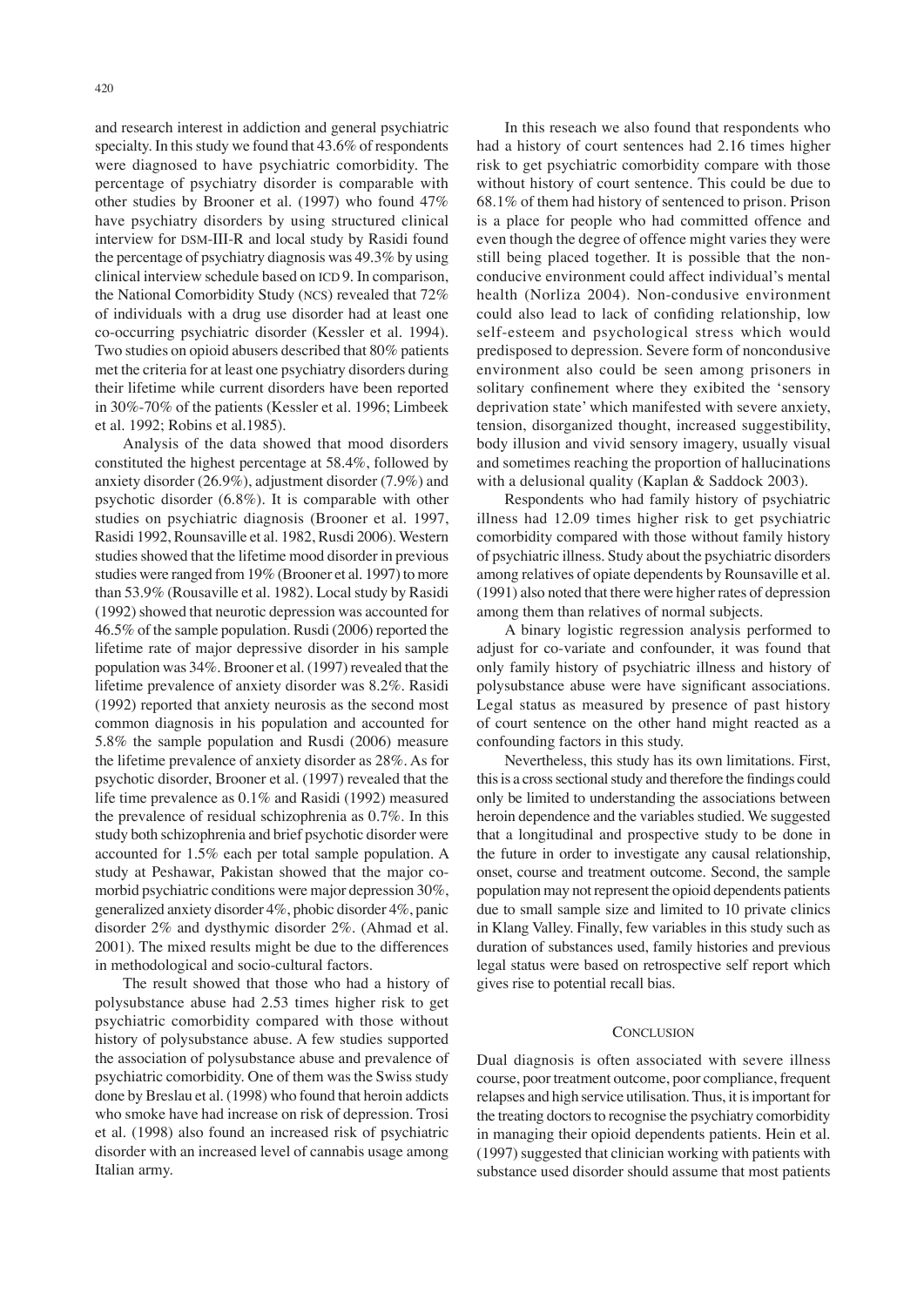and research interest in addiction and general psychiatric specialty. In this study we found that 43.6% of respondents were diagnosed to have psychiatric comorbidity. The percentage of psychiatry disorder is comparable with other studies by Brooner et al. (1997) who found 47% have psychiatry disorders by using structured clinical interview for DSM-III-R and local study by Rasidi found the percentage of psychiatry diagnosis was 49.3% by using clinical interview schedule based on ICD 9. In comparison, the National Comorbidity Study (NCS) revealed that 72% of individuals with a drug use disorder had at least one co-occurring psychiatric disorder (Kessler et al. 1994). Two studies on opioid abusers described that 80% patients met the criteria for at least one psychiatry disorders during their lifetime while current disorders have been reported in 30%-70% of the patients (Kessler et al. 1996; Limbeek et al. 1992; Robins et al.1985).

Analysis of the data showed that mood disorders constituted the highest percentage at 58.4%, followed by anxiety disorder (26.9%), adjustment disorder (7.9%) and psychotic disorder (6.8%). It is comparable with other studies on psychiatric diagnosis (Brooner et al. 1997, Rasidi 1992, Rounsaville et al. 1982, Rusdi 2006). Western studies showed that the lifetime mood disorder in previous studies were ranged from 19% (Brooner et al. 1997) to more than 53.9% (Rousaville et al. 1982). Local study by Rasidi (1992) showed that neurotic depression was accounted for 46.5% of the sample population. Rusdi (2006) reported the lifetime rate of major depressive disorder in his sample population was 34%. Brooner et al. (1997) revealed that the lifetime prevalence of anxiety disorder was 8.2%. Rasidi (1992) reported that anxiety neurosis as the second most common diagnosis in his population and accounted for 5.8% the sample population and Rusdi (2006) measure the lifetime prevalence of anxiety disorder as 28%. As for psychotic disorder, Brooner et al. (1997) revealed that the life time prevalence as 0.1% and Rasidi (1992) measured the prevalence of residual schizophrenia as 0.7%. In this study both schizophrenia and brief psychotic disorder were accounted for 1.5% each per total sample population. A study at Peshawar, Pakistan showed that the major co-morbid psychiatric conditions were major depression 30%, generalized anxiety disorder 4%, phobic disorder 4%, panic disorder 2% and dysthymic disorder 2%. (Ahmad et al. 2001). The mixed results might be due to the differences in methodological and socio-cultural factors.

The result showed that those who had a history of polysubstance abuse had 2.53 times higher risk to get psychiatric comorbidity compared with those without history of polysubstance abuse. A few studies supported the association of polysubstance abuse and prevalence of psychiatric comorbidity. One of them was the Swiss study done by Breslau et al. (1998) who found that heroin addicts who smoke have had increase on risk of depression. Trosi et al. (1998) also found an increased risk of psychiatric disorder with an increased level of cannabis usage among Italian army.

In this reseach we also found that respondents who had a history of court sentences had 2.16 times higher risk to get psychiatric comorbidity compare with those without history of court sentence. This could be due to 68.1% of them had history of sentenced to prison. Prison is a place for people who had committed offence and even though the degree of offence might varies they were still being placed together. It is possible that the non-conducive environment could affect individual's mental health (Norliza 2004). Non-condusive environment could also lead to lack of confiding relationship, low self-esteem and psychological stress which would predisposed to depression. Severe form of noncondusive environment also could be seen among prisoners in solitary confinement where they exibited the 'sensory deprivation state' which manifested with severe anxiety, tension, disorganized thought, increased suggestibility, body illusion and vivid sensory imagery, usually visual and sometimes reaching the proportion of hallucinations with a delusional quality (Kaplan & Saddock 2003).

Respondents who had family history of psychiatric illness had 12.09 times higher risk to get psychiatric comorbidity compared with those without family history of psychiatric illness. Study about the psychiatric disorders among relatives of opiate dependents by Rounsaville et al. (1991) also noted that there were higher rates of depression among them than relatives of normal subjects.

A binary logistic regression analysis performed to adjust for co-variate and confounder, it was found that only family history of psychiatric illness and history of polysubstance abuse were have significant associations. Legal status as measured by presence of past history of court sentence on the other hand might reacted as a confounding factors in this study.

Nevertheless, this study has its own limitations. First, this is a cross sectional study and therefore the findings could only be limited to understanding the associations between heroin dependence and the variables studied. We suggested that a longitudinal and prospective study to be done in the future in order to investigate any causal relationship, onset, course and treatment outcome. Second, the sample population may not represent the opioid dependents patients due to small sample size and limited to 10 private clinics in Klang Valley. Finally, few variables in this study such as duration of substances used, family histories and previous legal status were based on retrospective self report which gives rise to potential recall bias.

## Conclusion

Dual diagnosis is often associated with severe illness course, poor treatment outcome, poor compliance, frequent relapses and high service utilisation. Thus, it is important for the treating doctors to recognise the psychiatry comorbidity in managing their opioid dependents patients. Hein et al. (1997) suggested that clinician working with patients with substance used disorder should assume that most patients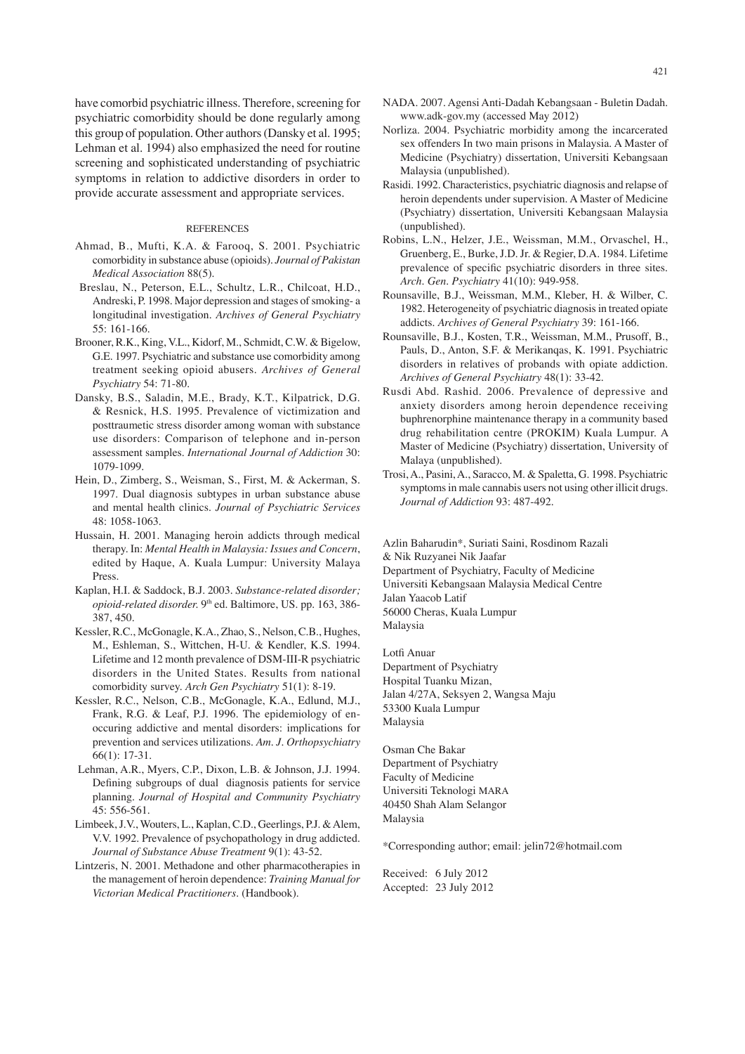have comorbid psychiatric illness. Therefore, screening for psychiatric comorbidity should be done regularly among this group of population. Other authors (Dansky et al. 1995; Lehman et al. 1994) also emphasized the need for routine screening and sophisticated understanding of psychiatric symptoms in relation to addictive disorders in order to provide accurate assessment and appropriate services.

## REFERENCES

Ahmad, B., Mufti, K.A. & Farooq, S. 2001. Psychiatric comorbidity in substance abuse (opioids). *Journal of Pakistan Medical Association* 88(5).

Breslau, N., Peterson, E.L., Schultz, L.R., Chilcoat, H.D., Andreski, P. 1998. Major depression and stages of smoking- a longitudinal investigation. *Archives of General Psychiatry* 55: 161-166.

Brooner, R.K., King, V.L., Kidorf, M., Schmidt, C.W. & Bigelow, G.E. 1997. Psychiatric and substance use comorbidity among treatment seeking opioid abusers. *Archives of General Psychiatry* 54: 71-80.

Dansky, B.S., Saladin, M.E., Brady, K.T., Kilpatrick, D.G. & Resnick, H.S. 1995. Prevalence of victimization and posttraumetic stress disorder among woman with substance use disorders: Comparison of telephone and in-person assessment samples. *International Journal of Addiction* 30: 1079-1099.

Hein, D., Zimberg, S., Weisman, S., First, M. & Ackerman, S. 1997. Dual diagnosis subtypes in urban substance abuse and mental health clinics. *Journal of Psychiatric Services* 48: 1058-1063.

Hussain, H. 2001. Managing heroin addicts through medical therapy. In: *Mental Health in Malaysia: Issues and Concern*, edited by Haque, A. Kuala Lumpur: University Malaya Press.

Kaplan, H.I. & Saddock, B.J. 2003. *Substance-related disorder; opioid-related disorder.* 9th ed. Baltimore, US. pp. 163, 386-387, 450.

Kessler, R.C., McGonagle, K.A., Zhao, S., Nelson, C.B., Hughes, M., Eshleman, S., Wittchen, H-U. & Kendler, K.S. 1994. Lifetime and 12 month prevalence of DSM-III-R psychiatric disorders in the United States. Results from national comorbidity survey. *Arch Gen Psychiatry* 51(1): 8-19.

Kessler, R.C., Nelson, C.B., McGonagle, K.A., Edlund, M.J., Frank, R.G. & Leaf, P.J. 1996. The epidemiology of en-occuring addictive and mental disorders: implications for prevention and services utilizations. *Am. J. Orthopsychiatry* 66(1): 17-31.

Lehman, A.R., Myers, C.P., Dixon, L.B. & Johnson, J.J. 1994. Defining subgroups of dual diagnosis patients for service planning. *Journal of Hospital and Community Psychiatry* 45: 556-561.

Limbeek, J.V., Wouters, L., Kaplan, C.D., Geerlings, P.J. & Alem, V.V. 1992. Prevalence of psychopathology in drug addicted. *Journal of Substance Abuse Treatment* 9(1): 43-52.

Lintzeris, N. 2001. Methadone and other pharmacotherapies in the management of heroin dependence: *Training Manual for Victorian Medical Practitioners*. (Handbook).

NADA. 2007. Agensi Anti-Dadah Kebangsaan - Buletin Dadah. www.adk-gov.my (accessed May 2012)

Norliza. 2004. Psychiatric morbidity among the incarcerated sex offenders In two main prisons in Malaysia. A Master of Medicine (Psychiatry) dissertation, Universiti Kebangsaan Malaysia (unpublished).

Rasidi. 1992. Characteristics, psychiatric diagnosis and relapse of heroin dependents under supervision. A Master of Medicine (Psychiatry) dissertation, Universiti Kebangsaan Malaysia (unpublished).

Robins, L.N., Helzer, J.E., Weissman, M.M., Orvaschel, H., Gruenberg, E., Burke, J.D. Jr. & Regier, D.A. 1984. Lifetime prevalence of specific psychiatric disorders in three sites. *Arch. Gen. Psychiatry* 41(10): 949-958.

Rounsaville, B.J., Weissman, M.M., Kleber, H. & Wilber, C. 1982. Heterogeneity of psychiatric diagnosis in treated opiate addicts. *Archives of General Psychiatry* 39: 161-166.

Rounsaville, B.J., Kosten, T.R., Weissman, M.M., Prusoff, B., Pauls, D., Anton, S.F. & Merikanqas, K. 1991. Psychiatric disorders in relatives of probands with opiate addiction. *Archives of General Psychiatry* 48(1): 33-42.

Rusdi Abd. Rashid. 2006. Prevalence of depressive and anxiety disorders among heroin dependence receiving buphrenorphine maintenance therapy in a community based drug rehabilitation centre (PROKIM) Kuala Lumpur. A Master of Medicine (Psychiatry) dissertation, University of Malaya (unpublished).

Trosi, A., Pasini, A., Saracco, M. & Spaletta, G. 1998. Psychiatric symptoms in male cannabis users not using other illicit drugs. *Journal of Addiction* 93: 487-492.

Azlin Baharudin*, Suriati Saini, Rosdinom Razali
& Nik Ruzyanei Nik Jaafar
Department of Psychiatry, Faculty of Medicine
Universiti Kebangsaan Malaysia Medical Centre
Jalan Yaacob Latif
56000 Cheras, Kuala Lumpur
Malaysia

Lotfi Anuar
Department of Psychiatry
Hospital Tuanku Mizan,
Jalan 4/27A, Seksyen 2, Wangsa Maju
53300 Kuala Lumpur
Malaysia

Osman Che Bakar
Department of Psychiatry
Faculty of Medicine
Universiti Teknologi MARA
40450 Shah Alam Selangor
Malaysia

*Corresponding author; email: jelin72@hotmail.com

Received: 6 July 2012
Accepted: 23 July 2012